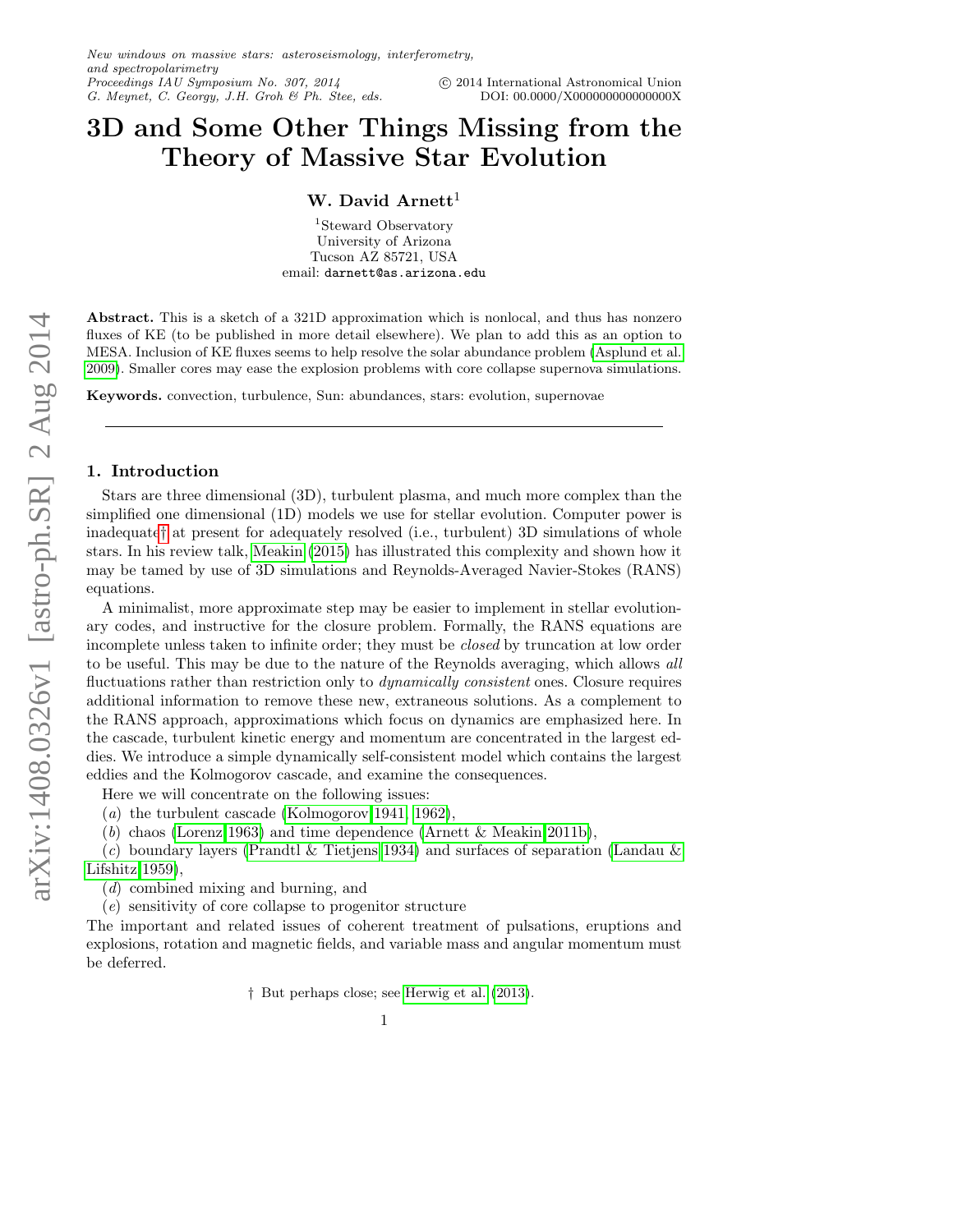# 3D and Some Other Things Missing from the Theory of Massive Star Evolution

**W. David Arnett**[1]

[1]Steward Observatory
University of Arizona
Tucson AZ 85721, USA
email: `darnett@as.arizona.edu`

**Abstract.** This is a sketch of a 321D approximation which is nonlocal, and thus has nonzero fluxes of KE (to be published in more detail elsewhere). We plan to add this as an option to MESA. Inclusion of KE fluxes seems to help resolve the solar abundance problem (Asplund et al. 2009). Smaller cores may ease the explosion problems with core collapse supernova simulations.

**Keywords.** convection, turbulence, Sun: abundances, stars: evolution, supernovae

---

## 1. Introduction

Stars are three dimensional (3D), turbulent plasma, and much more complex than the simplified one dimensional (1D) models we use for stellar evolution. Computer power is inadequate† at present for adequately resolved (i.e., turbulent) 3D simulations of whole stars. In his review talk, Meakin (2015) has illustrated this complexity and shown how it may be tamed by use of 3D simulations and Reynolds-Averaged Navier-Stokes (RANS) equations.

A minimalist, more approximate step may be easier to implement in stellar evolutionary codes, and instructive for the closure problem. Formally, the RANS equations are incomplete unless taken to infinite order; they must be *closed* by truncation at low order to be useful. This may be due to the nature of the Reynolds averaging, which allows *all* fluctuations rather than restriction only to *dynamically consistent* ones. Closure requires additional information to remove these new, extraneous solutions. As a complement to the RANS approach, approximations which focus on dynamics are emphasized here. In the cascade, turbulent kinetic energy and momentum are concentrated in the largest eddies. We introduce a simple dynamically self-consistent model which contains the largest eddies and the Kolmogorov cascade, and examine the consequences.

Here we will concentrate on the following issues:

(*a*) the turbulent cascade (Kolmogorov 1941, 1962),
(*b*) chaos (Lorenz 1963) and time dependence (Arnett & Meakin 2011b),
(*c*) boundary layers (Prandtl & Tietjens 1934) and surfaces of separation (Landau & Lifshitz 1959),
(*d*) combined mixing and burning, and
(*e*) sensitivity of core collapse to progenitor structure

The important and related issues of coherent treatment of pulsations, eruptions and explosions, rotation and magnetic fields, and variable mass and angular momentum must be deferred.

† But perhaps close; see Herwig et al. (2013).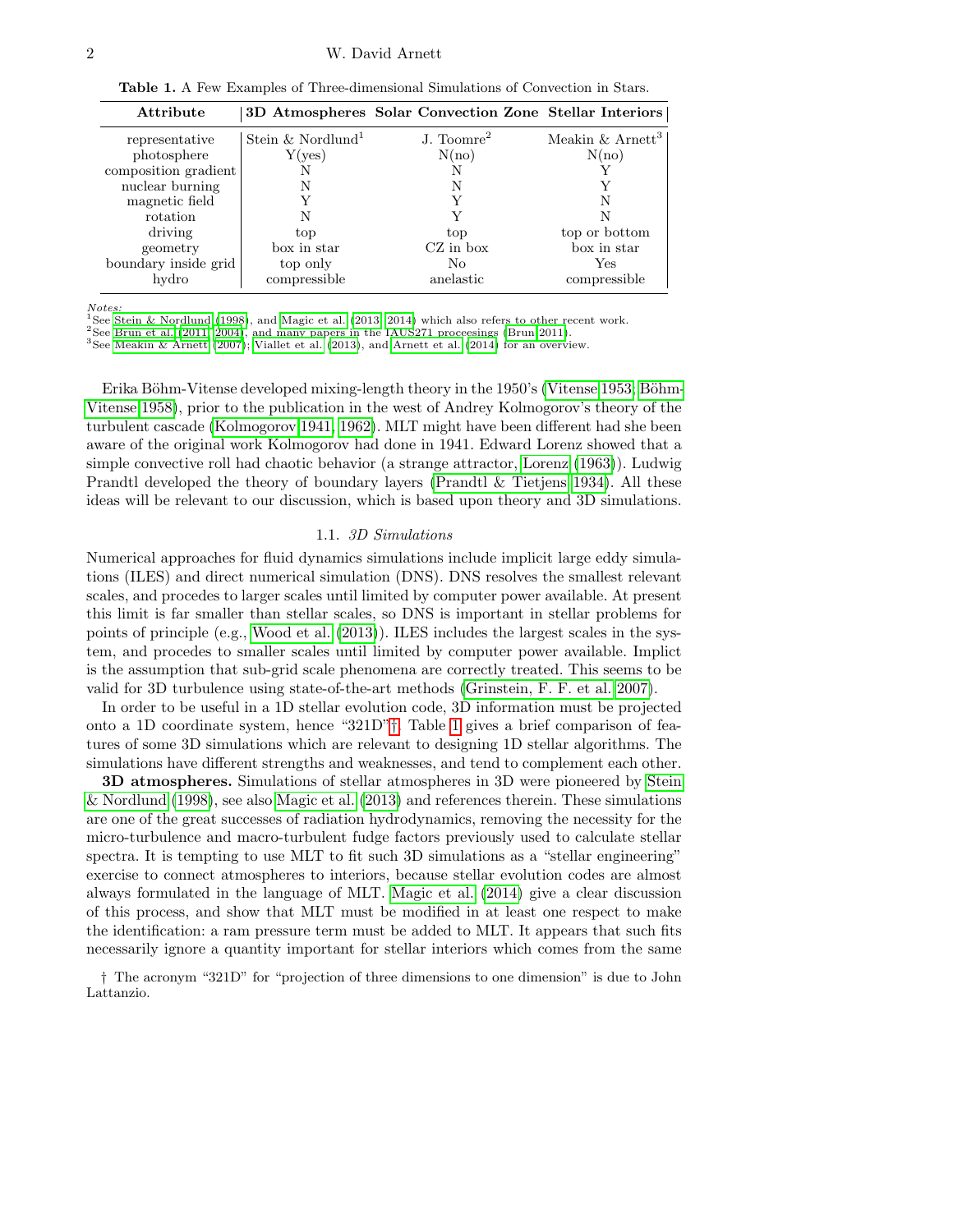**Table 1.** A Few Examples of Three-dimensional Simulations of Convection in Stars.

| Attribute | 3D Atmospheres | Solar Convection Zone | Stellar Interiors |
|---|---|---|---|
| representative | Stein & Nordlund[1] | J. Toomre[2] | Meakin & Arnett[3] |
| photosphere | Y(yes) | N(no) | N(no) |
| composition gradient | N | N | Y |
| nuclear burning | N | N | Y |
| magnetic field | Y | Y | N |
| rotation | N | Y | N |
| driving | top | top | top or bottom |
| geometry | box in star | CZ in box | box in star |
| boundary inside grid | top only | No | Yes |
| hydro | compressible | anelastic | compressible |

*Notes:*
[1]See Stein & Nordlund (1998), and Magic et al. (2013, 2014) which also refers to other recent work.
[2]See Brun et al. (2011, 2004), and many papers in the IAUS271 proceedings (Brun 2011).
[3]See Meakin & Arnett (2007); Viallet et al. (2013), and Arnett et al. (2014) for an overview.

Erika Böhm-Vitense developed mixing-length theory in the 1950's (Vitense 1953; Böhm-Vitense 1958), prior to the publication in the west of Andrey Kolmogorov's theory of the turbulent cascade (Kolmogorov 1941, 1962). MLT might have been different had she been aware of the original work Kolmogorov had done in 1941. Edward Lorenz showed that a simple convective roll had chaotic behavior (a strange attractor, Lorenz (1963)). Ludwig Prandtl developed the theory of boundary layers (Prandtl & Tietjens 1934). All these ideas will be relevant to our discussion, which is based upon theory and 3D simulations.

### 1.1. *3D Simulations*

Numerical approaches for fluid dynamics simulations include implicit large eddy simulations (ILES) and direct numerical simulation (DNS). DNS resolves the smallest relevant scales, and procedes to larger scales until limited by computer power available. At present this limit is far smaller than stellar scales, so DNS is important in stellar problems for points of principle (e.g., Wood et al. (2013)). ILES includes the largest scales in the system, and procedes to smaller scales until limited by computer power available. Implict is the assumption that sub-grid scale phenomena are correctly treated. This seems to be valid for 3D turbulence using state-of-the-art methods (Grinstein, F. F. et al. 2007).

In order to be useful in a 1D stellar evolution code, 3D information must be projected onto a 1D coordinate system, hence "321D"†. Table 1 gives a brief comparison of features of some 3D simulations which are relevant to designing 1D stellar algorithms. The simulations have different strengths and weaknesses, and tend to complement each other.

**3D atmospheres.** Simulations of stellar atmospheres in 3D were pioneered by Stein & Nordlund (1998), see also Magic et al. (2013) and references therein. These simulations are one of the great successes of radiation hydrodynamics, removing the necessity for the micro-turbulence and macro-turbulent fudge factors previously used to calculate stellar spectra. It is tempting to use MLT to fit such 3D simulations as a "stellar engineering" exercise to connect atmospheres to interiors, because stellar evolution codes are almost always formulated in the language of MLT. Magic et al. (2014) give a clear discussion of this process, and show that MLT must be modified in at least one respect to make the identification: a ram pressure term must be added to MLT. It appears that such fits necessarily ignore a quantity important for stellar interiors which comes from the same

† The acronym "321D" for "projection of three dimensions to one dimension" is due to John Lattanzio.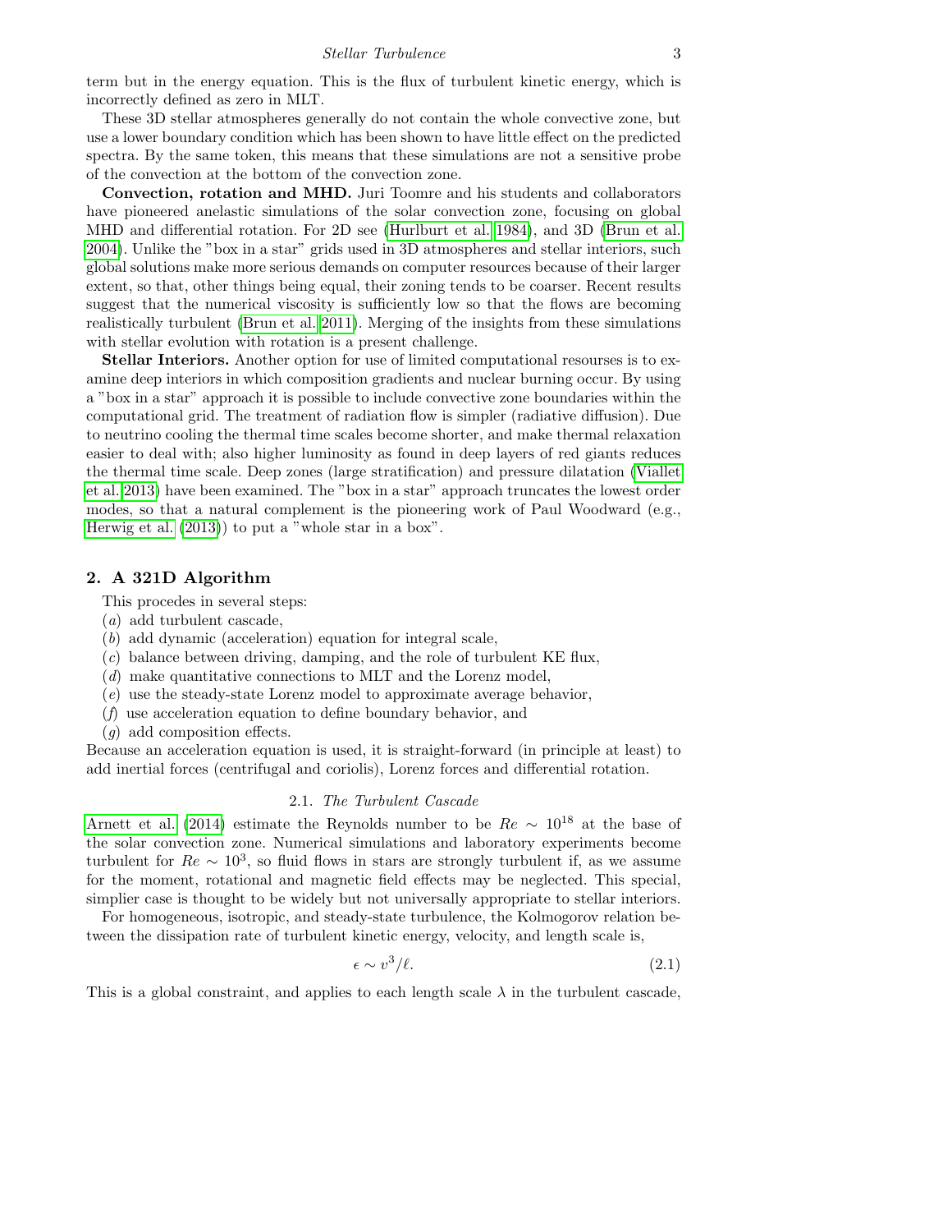term but in the energy equation. This is the flux of turbulent kinetic energy, which is incorrectly defined as zero in MLT.

These 3D stellar atmospheres generally do not contain the whole convective zone, but use a lower boundary condition which has been shown to have little effect on the predicted spectra. By the same token, this means that these simulations are not a sensitive probe of the convection at the bottom of the convection zone.

**Convection, rotation and MHD.** Juri Toomre and his students and collaborators have pioneered anelastic simulations of the solar convection zone, focusing on global MHD and differential rotation. For 2D see (Hurlburt et al. 1984), and 3D (Brun et al. 2004). Unlike the "box in a star" grids used in 3D atmospheres and stellar interiors, such global solutions make more serious demands on computer resources because of their larger extent, so that, other things being equal, their zoning tends to be coarser. Recent results suggest that the numerical viscosity is sufficiently low so that the flows are becoming realistically turbulent (Brun et al. 2011). Merging of the insights from these simulations with stellar evolution with rotation is a present challenge.

**Stellar Interiors.** Another option for use of limited computational resourses is to examine deep interiors in which composition gradients and nuclear burning occur. By using a "box in a star" approach it is possible to include convective zone boundaries within the computational grid. The treatment of radiation flow is simpler (radiative diffusion). Due to neutrino cooling the thermal time scales become shorter, and make thermal relaxation easier to deal with; also higher luminosity as found in deep layers of red giants reduces the thermal time scale. Deep zones (large stratification) and pressure dilatation (Viallet et al. 2013) have been examined. The "box in a star" approach truncates the lowest order modes, so that a natural complement is the pioneering work of Paul Woodward (e.g., Herwig et al. (2013)) to put a "whole star in a box".

## 2. A 321D Algorithm

This procedes in several steps:

(*a*) add turbulent cascade,
(*b*) add dynamic (acceleration) equation for integral scale,
(*c*) balance between driving, damping, and the role of turbulent KE flux,
(*d*) make quantitative connections to MLT and the Lorenz model,
(*e*) use the steady-state Lorenz model to approximate average behavior,
(*f*) use acceleration equation to define boundary behavior, and
(*g*) add composition effects.

Because an acceleration equation is used, it is straight-forward (in principle at least) to add inertial forces (centrifugal and coriolis), Lorenz forces and differential rotation.

### 2.1. *The Turbulent Cascade*

Arnett et al. (2014) estimate the Reynolds number to be $Re \sim 10^{18}$ at the base of the solar convection zone. Numerical simulations and laboratory experiments become turbulent for $Re \sim 10^3$, so fluid flows in stars are strongly turbulent if, as we assume for the moment, rotational and magnetic field effects may be neglected. This special, simplier case is thought to be widely but not universally appropriate to stellar interiors.

For homogeneous, isotropic, and steady-state turbulence, the Kolmogorov relation between the dissipation rate of turbulent kinetic energy, velocity, and length scale is,

$$\epsilon \sim v^3/\ell. \tag{2.1}$$

This is a global constraint, and applies to each length scale $\lambda$ in the turbulent cascade,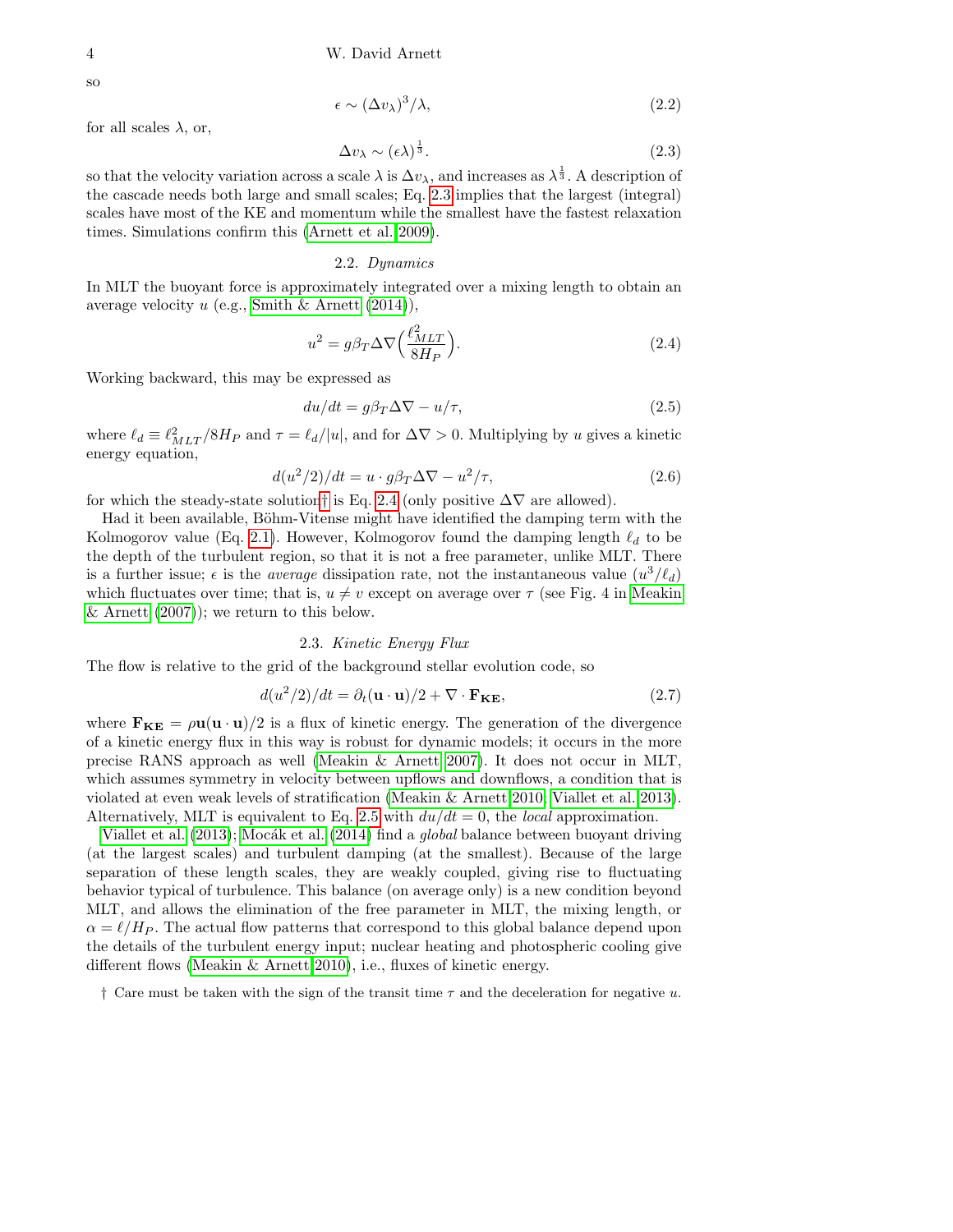so

$$\epsilon \sim (\Delta v_\lambda)^3/\lambda, \tag{2.2}$$

for all scales $\lambda$, or,

$$\Delta v_\lambda \sim (\epsilon \lambda)^{\frac{1}{3}}. \tag{2.3}$$

so that the velocity variation across a scale $\lambda$ is $\Delta v_\lambda$, and increases as $\lambda^{\frac{1}{3}}$. A description of the cascade needs both large and small scales; Eq. 2.3 implies that the largest (integral) scales have most of the KE and momentum while the smallest have the fastest relaxation times. Simulations confirm this (Arnett et al. 2009).

### 2.2. *Dynamics*

In MLT the buoyant force is approximately integrated over a mixing length to obtain an average velocity $u$ (e.g., Smith & Arnett (2014)),

$$u^2 = g\beta_T \Delta\nabla \Big(\frac{\ell_{MLT}^2}{8H_P}\Big). \tag{2.4}$$

Working backward, this may be expressed as

$$du/dt = g\beta_T \Delta\nabla - u/\tau, \tag{2.5}$$

where $\ell_d \equiv \ell_{MLT}^2/8H_P$ and $\tau = \ell_d/|u|$, and for $\Delta\nabla > 0$. Multiplying by $u$ gives a kinetic energy equation,

$$d(u^2/2)/dt = u \cdot g\beta_T \Delta\nabla - u^2/\tau, \tag{2.6}$$

for which the steady-state solution† is Eq. 2.4 (only positive $\Delta\nabla$ are allowed).

Had it been available, Böhm-Vitense might have identified the damping term with the Kolmogorov value (Eq. 2.1). However, Kolmogorov found the damping length $\ell_d$ to be the depth of the turbulent region, so that it is not a free parameter, unlike MLT. There is a further issue; $\epsilon$ is the *average* dissipation rate, not the instantaneous value $(u^3/\ell_d)$ which fluctuates over time; that is, $u \neq v$ except on average over $\tau$ (see Fig. 4 in Meakin & Arnett (2007)); we return to this below.

### 2.3. *Kinetic Energy Flux*

The flow is relative to the grid of the background stellar evolution code, so

$$d(u^2/2)/dt = \partial_t(\mathbf{u}\cdot\mathbf{u})/2 + \nabla\cdot\mathbf{F_{KE}}, \tag{2.7}$$

where $\mathbf{F_{KE}} = \rho\mathbf{u}(\mathbf{u}\cdot\mathbf{u})/2$ is a flux of kinetic energy. The generation of the divergence of a kinetic energy flux in this way is robust for dynamic models; it occurs in the more precise RANS approach as well (Meakin & Arnett 2007). It does not occur in MLT, which assumes symmetry in velocity between upflows and downflows, a condition that is violated at even weak levels of stratification (Meakin & Arnett 2010; Viallet et al. 2013). Alternatively, MLT is equivalent to Eq. 2.5 with $du/dt = 0$, the *local* approximation.

Viallet et al. (2013); Mocák et al. (2014) find a *global* balance between buoyant driving (at the largest scales) and turbulent damping (at the smallest). Because of the large separation of these length scales, they are weakly coupled, giving rise to fluctuating behavior typical of turbulence. This balance (on average only) is a new condition beyond MLT, and allows the elimination of the free parameter in MLT, the mixing length, or $\alpha = \ell/H_P$. The actual flow patterns that correspond to this global balance depend upon the details of the turbulent energy input; nuclear heating and photospheric cooling give different flows (Meakin & Arnett 2010), i.e., fluxes of kinetic energy.

† Care must be taken with the sign of the transit time $\tau$ and the deceleration for negative $u$.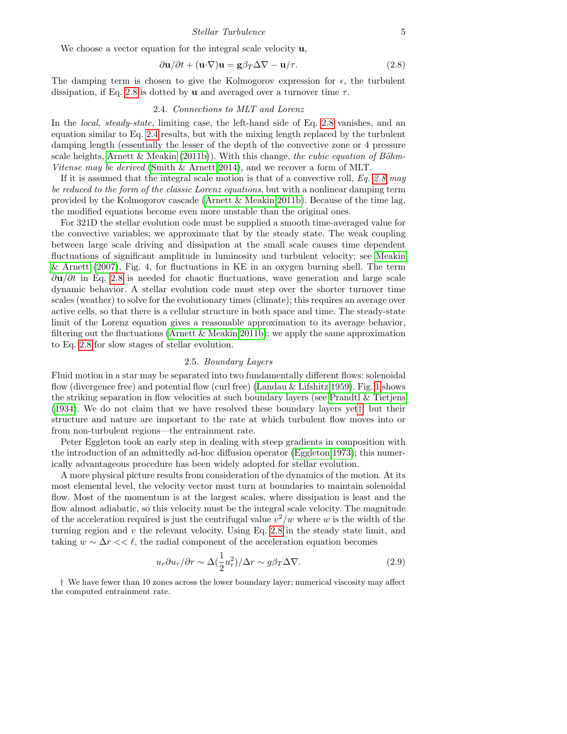We choose a vector equation for the integral scale velocity $\mathbf{u}$,

$$\partial \mathbf{u}/\partial t + (\mathbf{u}\cdot\nabla)\mathbf{u} = \mathbf{g}\beta_T \Delta\nabla - \mathbf{u}/\tau. \tag{2.8}$$

The damping term is chosen to give the Kolmogorov expression for $\epsilon$, the turbulent dissipation, if Eq. 2.8 is dotted by $\mathbf{u}$ and averaged over a turnover time $\tau$.

### 2.4. *Connections to MLT and Lorenz*

In the *local, steady-state,* limiting case, the left-hand side of Eq. 2.8 vanishes, and an equation similar to Eq. 2.4 results, but with the mixing length replaced by the turbulent damping length (essentially the lesser of the depth of the convective zone or 4 pressure scale heights, Arnett & Meakin (2011b)). With this change, *the cubic equation of Böhm-Vitense may be derived* (Smith & Arnett 2014), and we recover a form of MLT.

If it is assumed that the integral scale motion is that of a convective roll, *Eq. 2.8 may be reduced to the form of the classic Lorenz equations*, but with a nonlinear damping term provided by the Kolmogorov cascade (Arnett & Meakin 2011b). Because of the time lag, the modified equations become even more unstable than the original ones.

For 321D the stellar evolution code must be supplied a smooth time-averaged value for the convective variables; we approximate that by the steady state. The weak coupling between large scale driving and dissipation at the small scale causes time dependent fluctuations of significant amplitude in luminosity and turbulent velocity; see Meakin & Arnett (2007), Fig. 4, for fluctuations in KE in an oxygen burning shell. The term $\partial\mathbf{u}/\partial t$ in Eq. 2.8 is needed for chaotic fluctuations, wave generation and large scale dynamic behavior. A stellar evolution code must step over the shorter turnover time scales (weather) to solve for the evolutionary times (climate); this requires an average over active cells, so that there is a cellular structure in both space and time. The steady-state limit of the Lorenz equation gives a reasonable approximation to its average behavior, filtering out the fluctuations (Arnett & Meakin 2011b); we apply the same approximation to Eq. 2.8 for slow stages of stellar evolution.

### 2.5. *Boundary Layers*

Fluid motion in a star may be separated into two fundamentally different flows: solenoidal flow (divergence free) and potential flow (curl free) (Landau & Lifshitz 1959). Fig. 1 shows the striking separation in flow velocities at such boundary layers (see Prandtl & Tietjens (1934). We do not claim that we have resolved these boundary layers yet†, but their structure and nature are important to the rate at which turbulent flow moves into or from non-turbulent regions—the entrainment rate.

Peter Eggleton took an early step in dealing with steep gradients in composition with the introduction of an admittedly ad-hoc diffusion operator (Eggleton 1973); this numerically advantageous procedure has been widely adopted for stellar evolution.

A more physical picture results from consideration of the dynamics of the motion. At its most elemental level, the velocity vector must turn at boundaries to maintain solenoidal flow. Most of the momentum is at the largest scales, where dissipation is least and the flow almost adiabatic, so this velocity must be the integral scale velocity. The magnitude of the acceleration required is just the centrifugal value $v^2/w$ where $w$ is the width of the turning region and $v$ the relevant velocity. Using Eq. 2.8 in the steady state limit, and taking $w \sim \Delta r << \ell$, the radial component of the acceleration equation becomes

$$u_r \partial u_r/\partial r \sim \Delta(\frac{1}{2}u_r^2)/\Delta r \sim g\beta_T\Delta\nabla. \tag{2.9}$$

† We have fewer than 10 zones across the lower boundary layer; numerical viscosity may affect the computed entrainment rate.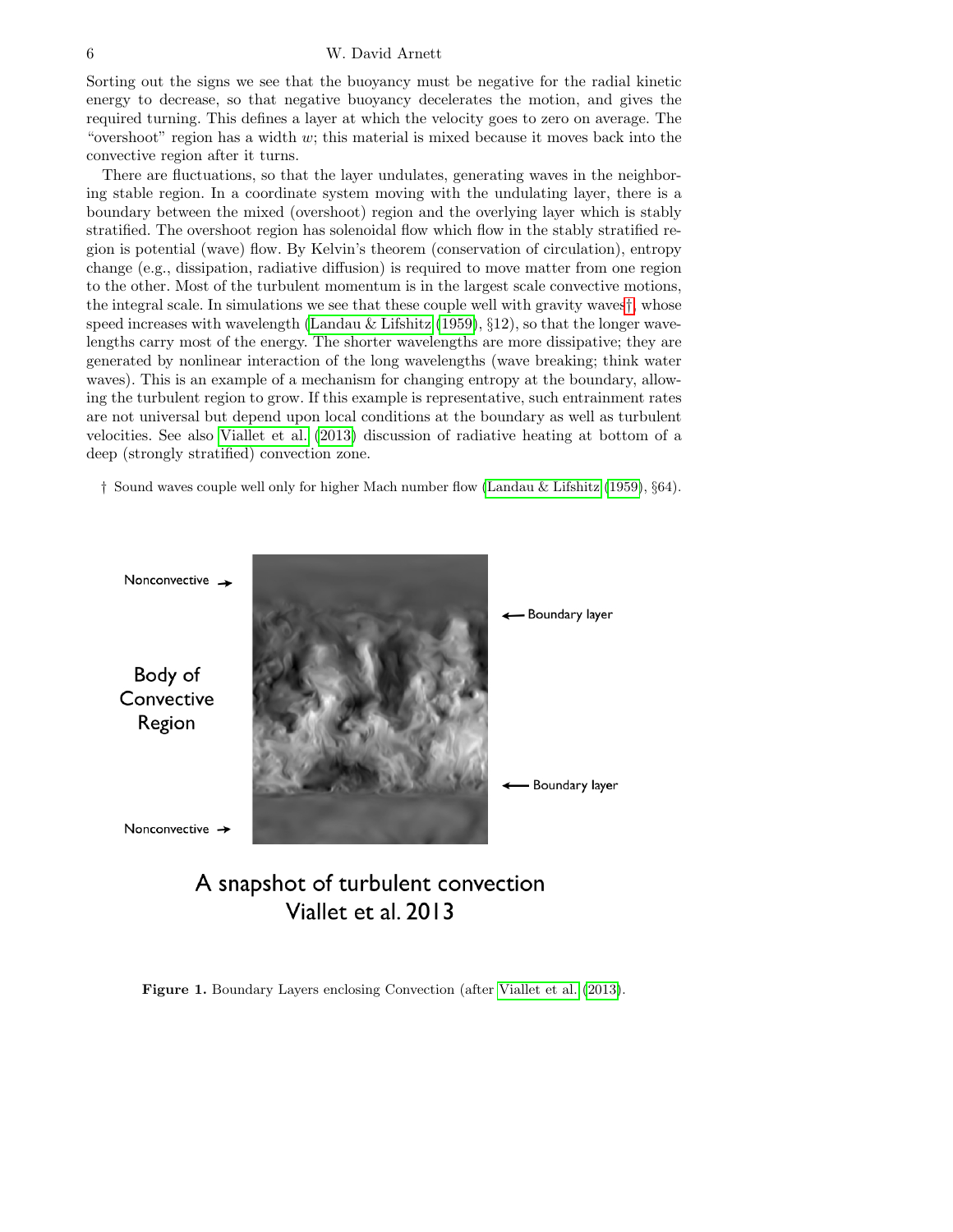Sorting out the signs we see that the buoyancy must be negative for the radial kinetic energy to decrease, so that negative buoyancy decelerates the motion, and gives the required turning. This defines a layer at which the velocity goes to zero on average. The "overshoot" region has a width $w$; this material is mixed because it moves back into the convective region after it turns.

There are fluctuations, so that the layer undulates, generating waves in the neighboring stable region. In a coordinate system moving with the undulating layer, there is a boundary between the mixed (overshoot) region and the overlying layer which is stably stratified. The overshoot region has solenoidal flow which flow in the stably stratified region is potential (wave) flow. By Kelvin's theorem (conservation of circulation), entropy change (e.g., dissipation, radiative diffusion) is required to move matter from one region to the other. Most of the turbulent momentum is in the largest scale convective motions, the integral scale. In simulations we see that these couple well with gravity waves†, whose speed increases with wavelength (Landau & Lifshitz (1959), §12), so that the longer wavelengths carry most of the energy. The shorter wavelengths are more dissipative; they are generated by nonlinear interaction of the long wavelengths (wave breaking; think water waves). This is an example of a mechanism for changing entropy at the boundary, allowing the turbulent region to grow. If this example is representative, such entrainment rates are not universal but depend upon local conditions at the boundary as well as turbulent velocities. See also Viallet et al. (2013) discussion of radiative heating at bottom of a deep (strongly stratified) convection zone.

† Sound waves couple well only for higher Mach number flow (Landau & Lifshitz (1959), §64).

Nonconvective →

← Boundary layer

Body of Convective Region

← Boundary layer

Nonconvective →

A snapshot of turbulent convection
Viallet et al. 2013

**Figure 1.** Boundary Layers enclosing Convection (after Viallet et al. (2013).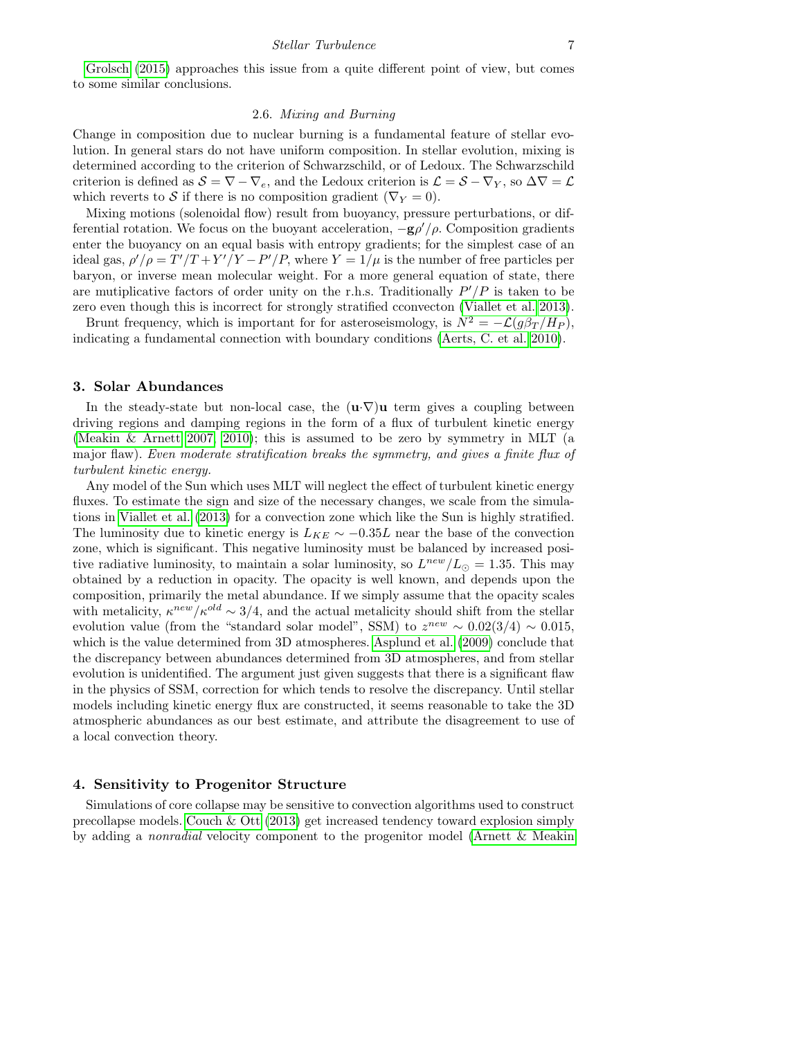Grolsch (2015) approaches this issue from a quite different point of view, but comes to some similar conclusions.

### 2.6. *Mixing and Burning*

Change in composition due to nuclear burning is a fundamental feature of stellar evolution. In general stars do not have uniform composition. In stellar evolution, mixing is determined according to the criterion of Schwarzschild, or of Ledoux. The Schwarzschild criterion is defined as $\mathcal{S} = \nabla - \nabla_e$, and the Ledoux criterion is $\mathcal{L} = \mathcal{S} - \nabla_Y$, so $\Delta\nabla = \mathcal{L}$ which reverts to $\mathcal{S}$ if there is no composition gradient ($\nabla_Y = 0$).

Mixing motions (solenoidal flow) result from buoyancy, pressure perturbations, or differential rotation. We focus on the buoyant acceleration, $-\mathbf{g}\rho'/\rho$. Composition gradients enter the buoyancy on an equal basis with entropy gradients; for the simplest case of an ideal gas, $\rho'/\rho = T'/T + Y'/Y - P'/P$, where $Y = 1/\mu$ is the number of free particles per baryon, or inverse mean molecular weight. For a more general equation of state, there are mutiplicative factors of order unity on the r.h.s. Traditionally $P'/P$ is taken to be zero even though this is incorrect for strongly stratified cconvecton (Viallet et al. 2013).

Brunt frequency, which is important for for asteroseismology, is $N^2 = -\mathcal{L}(g\beta_T/H_P)$, indicating a fundamental connection with boundary conditions (Aerts, C. et al. 2010).

## 3. Solar Abundances

In the steady-state but non-local case, the $(\mathbf{u}\cdot\nabla)\mathbf{u}$ term gives a coupling between driving regions and damping regions in the form of a flux of turbulent kinetic energy (Meakin & Arnett 2007, 2010); this is assumed to be zero by symmetry in MLT (a major flaw). *Even moderate stratification breaks the symmetry, and gives a finite flux of turbulent kinetic energy.*

Any model of the Sun which uses MLT will neglect the effect of turbulent kinetic energy fluxes. To estimate the sign and size of the necessary changes, we scale from the simulations in Viallet et al. (2013) for a convection zone which like the Sun is highly stratified. The luminosity due to kinetic energy is $L_{KE} \sim -0.35L$ near the base of the convection zone, which is significant. This negative luminosity must be balanced by increased positive radiative luminosity, to maintain a solar luminosity, so $L^{new}/L_\odot = 1.35$. This may obtained by a reduction in opacity. The opacity is well known, and depends upon the composition, primarily the metal abundance. If we simply assume that the opacity scales with metalicity, $\kappa^{new}/\kappa^{old} \sim 3/4$, and the actual metalicity should shift from the stellar evolution value (from the "standard solar model", SSM) to $z^{new} \sim 0.02(3/4) \sim 0.015$, which is the value determined from 3D atmospheres. Asplund et al. (2009) conclude that the discrepancy between abundances determined from 3D atmospheres, and from stellar evolution is unidentified. The argument just given suggests that there is a significant flaw in the physics of SSM, correction for which tends to resolve the discrepancy. Until stellar models including kinetic energy flux are constructed, it seems reasonable to take the 3D atmospheric abundances as our best estimate, and attribute the disagreement to use of a local convection theory.

## 4. Sensitivity to Progenitor Structure

Simulations of core collapse may be sensitive to convection algorithms used to construct precollapse models. Couch & Ott (2013) get increased tendency toward explosion simply by adding a *nonradial* velocity component to the progenitor model (Arnett & Meakin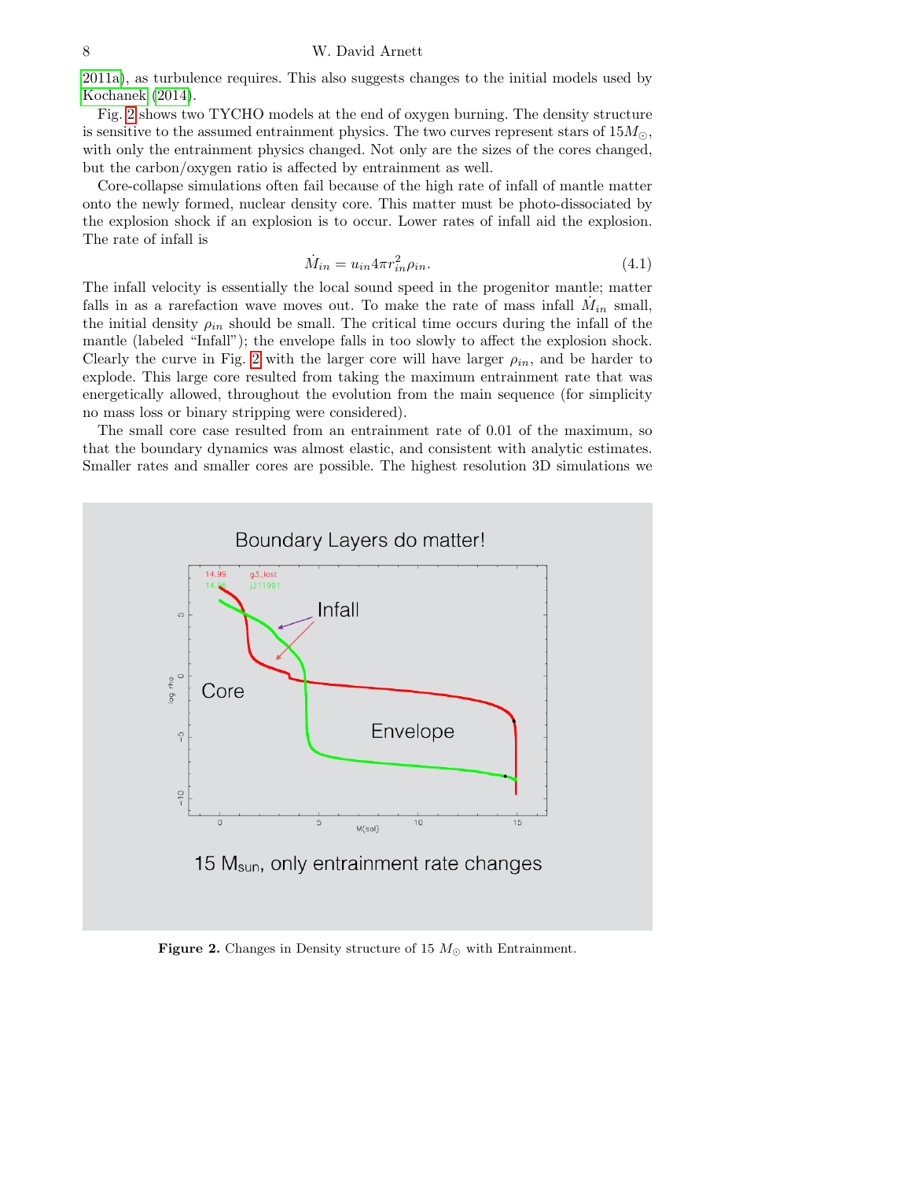2011a), as turbulence requires. This also suggests changes to the initial models used by Kochanek (2014).

Fig. 2 shows two TYCHO models at the end of oxygen burning. The density structure is sensitive to the assumed entrainment physics. The two curves represent stars of $15M_\odot$, with only the entrainment physics changed. Not only are the sizes of the cores changed, but the carbon/oxygen ratio is affected by entrainment as well.

Core-collapse simulations often fail because of the high rate of infall of mantle matter onto the newly formed, nuclear density core. This matter must be photo-dissociated by the explosion shock if an explosion is to occur. Lower rates of infall aid the explosion. The rate of infall is

$$\dot{M}_{in} = u_{in} 4\pi r_{in}^2 \rho_{in}. \tag{4.1}$$

The infall velocity is essentially the local sound speed in the progenitor mantle; matter falls in as a rarefaction wave moves out. To make the rate of mass infall $\dot{M}_{in}$ small, the initial density $\rho_{in}$ should be small. The critical time occurs during the infall of the mantle (labeled "Infall"); the envelope falls in too slowly to affect the explosion shock. Clearly the curve in Fig. 2 with the larger core will have larger $\rho_{in}$, and be harder to explode. This large core resulted from taking the maximum entrainment rate that was energetically allowed, throughout the evolution from the main sequence (for simplicity no mass loss or binary stripping were considered).

The small core case resulted from an entrainment rate of 0.01 of the maximum, so that the boundary dynamics was almost elastic, and consistent with analytic estimates. Smaller rates and smaller cores are possible. The highest resolution 3D simulations we

**Figure 2.** Changes in Density structure of 15 $M_\odot$ with Entrainment.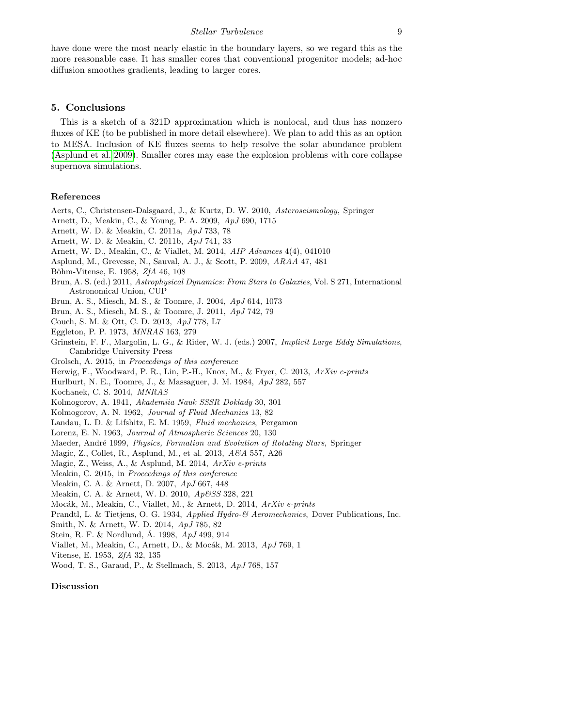have done were the most nearly elastic in the boundary layers, so we regard this as the more reasonable case. It has smaller cores that conventional progenitor models; ad-hoc diffusion smoothes gradients, leading to larger cores.

## 5. Conclusions

This is a sketch of a 321D approximation which is nonlocal, and thus has nonzero fluxes of KE (to be published in more detail elsewhere). We plan to add this as an option to MESA. Inclusion of KE fluxes seems to help resolve the solar abundance problem (Asplund et al. 2009). Smaller cores may ease the explosion problems with core collapse supernova simulations.

## References

Aerts, C., Christensen-Dalsgaard, J., & Kurtz, D. W. 2010, *Asteroseismology*, Springer

Arnett, D., Meakin, C., & Young, P. A. 2009, *ApJ* 690, 1715

Arnett, W. D. & Meakin, C. 2011a, *ApJ* 733, 78

Arnett, W. D. & Meakin, C. 2011b, *ApJ* 741, 33

Arnett, W. D., Meakin, C., & Viallet, M. 2014, *AIP Advances* 4(4), 041010

Asplund, M., Grevesse, N., Sauval, A. J., & Scott, P. 2009, *ARAA* 47, 481

Böhm-Vitense, E. 1958, *ZfA* 46, 108

Brun, A. S. (ed.) 2011, *Astrophysical Dynamics: From Stars to Galaxies*, Vol. S 271, International Astronomical Union, CUP

Brun, A. S., Miesch, M. S., & Toomre, J. 2004, *ApJ* 614, 1073

Brun, A. S., Miesch, M. S., & Toomre, J. 2011, *ApJ* 742, 79

Couch, S. M. & Ott, C. D. 2013, *ApJ* 778, L7

Eggleton, P. P. 1973, *MNRAS* 163, 279

Grinstein, F. F., Margolin, L. G., & Rider, W. J. (eds.) 2007, *Implicit Large Eddy Simulations*, Cambridge University Press

Grolsch, A. 2015, in *Proceedings of this conference*

Herwig, F., Woodward, P. R., Lin, P.-H., Knox, M., & Fryer, C. 2013, *ArXiv e-prints*

Hurlburt, N. E., Toomre, J., & Massaguer, J. M. 1984, *ApJ* 282, 557

Kochanek, C. S. 2014, *MNRAS*

Kolmogorov, A. 1941, *Akademiia Nauk SSSR Doklady* 30, 301

Kolmogorov, A. N. 1962, *Journal of Fluid Mechanics* 13, 82

Landau, L. D. & Lifshitz, E. M. 1959, *Fluid mechanics*, Pergamon

Lorenz, E. N. 1963, *Journal of Atmospheric Sciences* 20, 130

Maeder, André 1999, *Physics, Formation and Evolution of Rotating Stars*, Springer

Magic, Z., Collet, R., Asplund, M., et al. 2013, *A&A* 557, A26

Magic, Z., Weiss, A., & Asplund, M. 2014, *ArXiv e-prints*

Meakin, C. 2015, in *Proceedings of this conference*

Meakin, C. A. & Arnett, D. 2007, *ApJ* 667, 448

Meakin, C. A. & Arnett, W. D. 2010, *Ap&SS* 328, 221

Mocák, M., Meakin, C., Viallet, M., & Arnett, D. 2014, *ArXiv e-prints*

Prandtl, L. & Tietjens, O. G. 1934, *Applied Hydro-& Aeromechanics*, Dover Publications, Inc.

Smith, N. & Arnett, W. D. 2014, *ApJ* 785, 82

Stein, R. F. & Nordlund, Å. 1998, *ApJ* 499, 914

Viallet, M., Meakin, C., Arnett, D., & Mocák, M. 2013, *ApJ* 769, 1

Vitense, E. 1953, *ZfA* 32, 135

Wood, T. S., Garaud, P., & Stellmach, S. 2013, *ApJ* 768, 157

## Discussion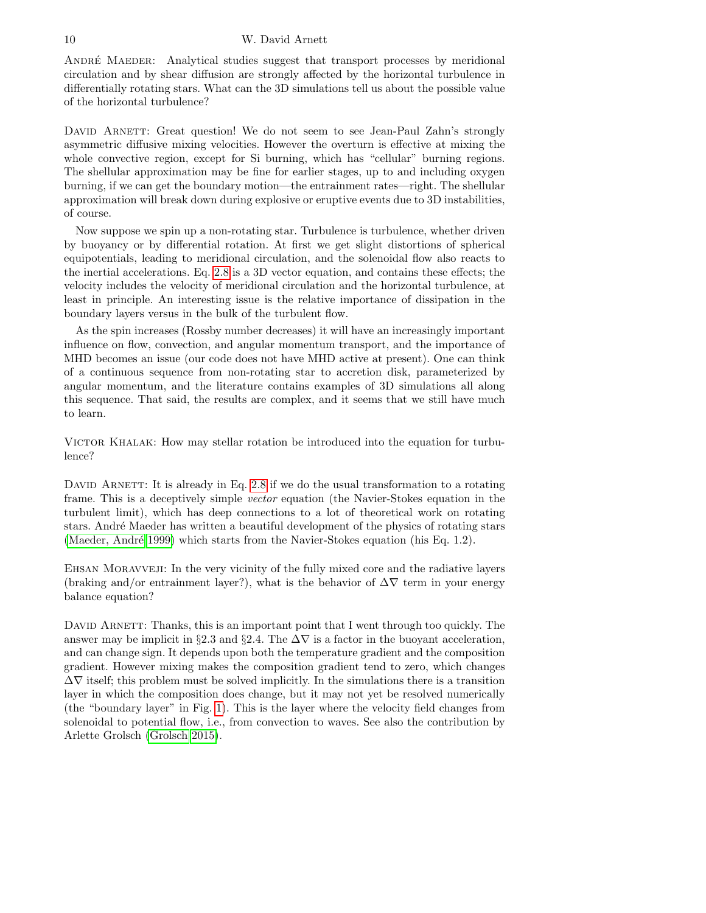André Maeder: Analytical studies suggest that transport processes by meridional circulation and by shear diffusion are strongly affected by the horizontal turbulence in differentially rotating stars. What can the 3D simulations tell us about the possible value of the horizontal turbulence?

David Arnett: Great question! We do not seem to see Jean-Paul Zahn's strongly asymmetric diffusive mixing velocities. However the overturn is effective at mixing the whole convective region, except for Si burning, which has "cellular" burning regions. The shellular approximation may be fine for earlier stages, up to and including oxygen burning, if we can get the boundary motion—the entrainment rates—right. The shellular approximation will break down during explosive or eruptive events due to 3D instabilities, of course.

Now suppose we spin up a non-rotating star. Turbulence is turbulence, whether driven by buoyancy or by differential rotation. At first we get slight distortions of spherical equipotentials, leading to meridional circulation, and the solenoidal flow also reacts to the inertial accelerations. Eq. 2.8 is a 3D vector equation, and contains these effects; the velocity includes the velocity of meridional circulation and the horizontal turbulence, at least in principle. An interesting issue is the relative importance of dissipation in the boundary layers versus in the bulk of the turbulent flow.

As the spin increases (Rossby number decreases) it will have an increasingly important influence on flow, convection, and angular momentum transport, and the importance of MHD becomes an issue (our code does not have MHD active at present). One can think of a continuous sequence from non-rotating star to accretion disk, parameterized by angular momentum, and the literature contains examples of 3D simulations all along this sequence. That said, the results are complex, and it seems that we still have much to learn.

Victor Khalak: How may stellar rotation be introduced into the equation for turbulence?

David Arnett: It is already in Eq. 2.8 if we do the usual transformation to a rotating frame. This is a deceptively simple *vector* equation (the Navier-Stokes equation in the turbulent limit), which has deep connections to a lot of theoretical work on rotating stars. André Maeder has written a beautiful development of the physics of rotating stars (Maeder, André 1999) which starts from the Navier-Stokes equation (his Eq. 1.2).

Ehsan Moravveji: In the very vicinity of the fully mixed core and the radiative layers (braking and/or entrainment layer?), what is the behavior of $\Delta\nabla$ term in your energy balance equation?

David Arnett: Thanks, this is an important point that I went through too quickly. The answer may be implicit in §2.3 and §2.4. The $\Delta\nabla$ is a factor in the buoyant acceleration, and can change sign. It depends upon both the temperature gradient and the composition gradient. However mixing makes the composition gradient tend to zero, which changes $\Delta\nabla$ itself; this problem must be solved implicitly. In the simulations there is a transition layer in which the composition does change, but it may not yet be resolved numerically (the "boundary layer" in Fig. 1). This is the layer where the velocity field changes from solenoidal to potential flow, i.e., from convection to waves. See also the contribution by Arlette Grolsch (Grolsch 2015).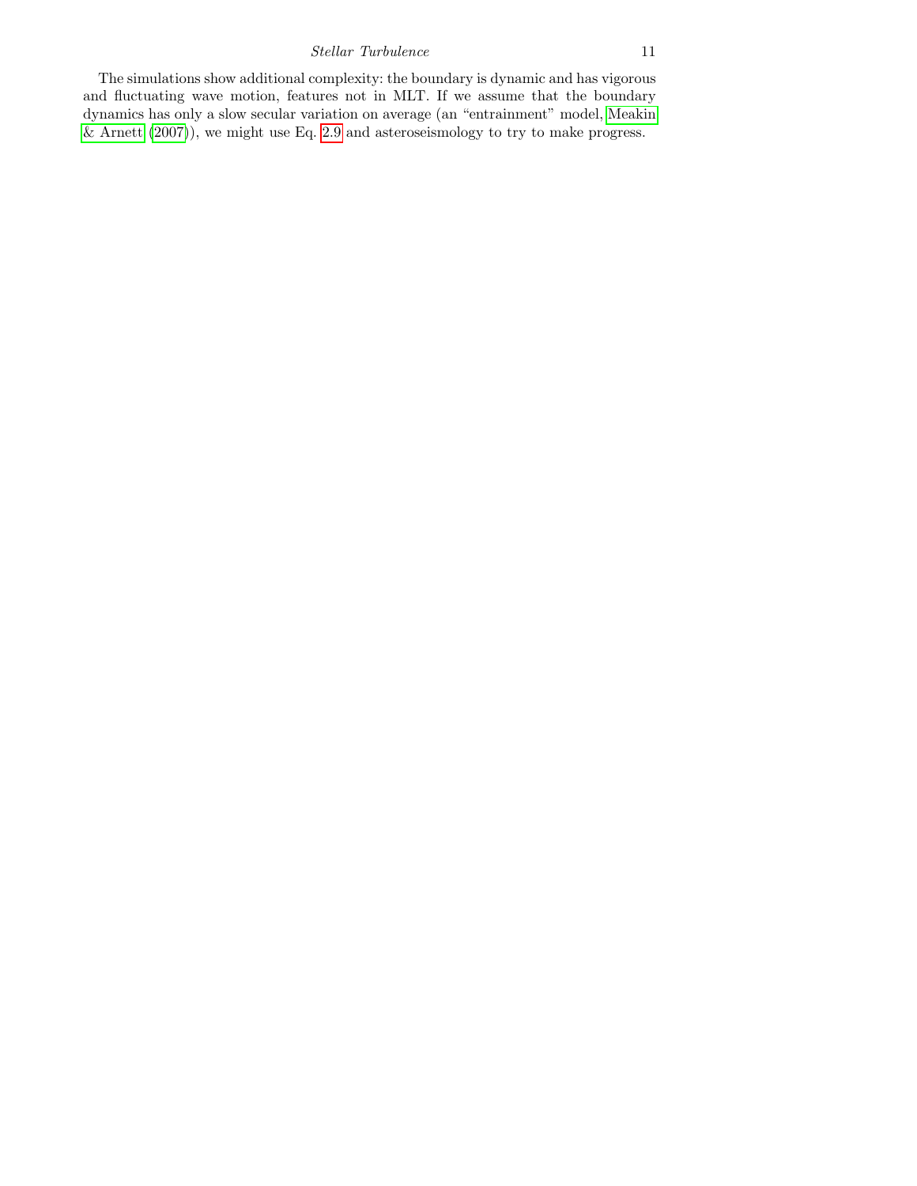The simulations show additional complexity: the boundary is dynamic and has vigorous and fluctuating wave motion, features not in MLT. If we assume that the boundary dynamics has only a slow secular variation on average (an "entrainment" model, Meakin & Arnett (2007)), we might use Eq. 2.9 and asteroseismology to try to make progress.